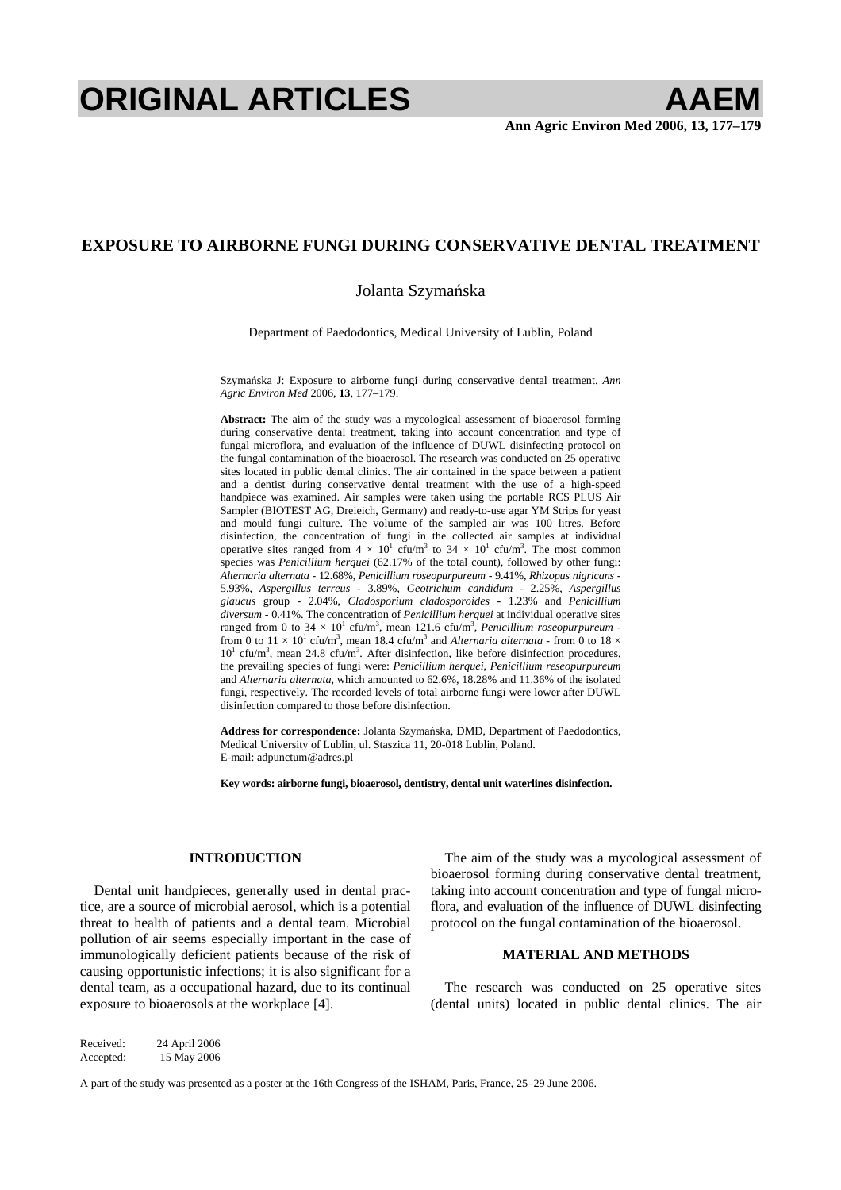# ORIGINAL ARTICLES

## EXPOSURE TO AIRBORNE FUNGI DURING CONSERVATIVE DENTAL TREATMENT

Jolanta Szymańska

Department of Paedodontics, Medical University of Lublin, Poland

Szymańska J: Exposure to airborne fungi during conservative dental treatment. *Ann Agric Environ Med* 2006, **13**, 177–179.

**Abstract:** The aim of the study was a mycological assessment of bioaerosol forming during conservative dental treatment, taking into account concentration and type of fungal microflora, and evaluation of the influence of DUWL disinfecting protocol on the fungal contamination of the bioaerosol. The research was conducted on 25 operative sites located in public dental clinics. The air contained in the space between a patient and a dentist during conservative dental treatment with the use of a high-speed handpiece was examined. Air samples were taken using the portable RCS PLUS Air Sampler (BIOTEST AG, Dreieich, Germany) and ready-to-use agar YM Strips for yeast and mould fungi culture. The volume of the sampled air was 100 litres. Before disinfection, the concentration of fungi in the collected air samples at individual operative sites ranged from $4 \times 10^1$ cfu/m$^3$ to $34 \times 10^1$ cfu/m$^3$. The most common species was *Penicillium herquei* (62.17% of the total count), followed by other fungi: *Alternaria alternata* - 12.68%, *Penicillium roseopurpureum* - 9.41%, *Rhizopus nigricans* - 5.93%, *Aspergillus terreus* - 3.89%, *Geotrichum candidum* - 2.25%, *Aspergillus glaucus* group - 2.04%, *Cladosporium cladosporoides* - 1.23% and *Penicillium diversum* - 0.41%. The concentration of *Penicillium herquei* at individual operative sites ranged from 0 to $34 \times 10^1$ cfu/m$^3$, mean 121.6 cfu/m$^3$, *Penicillium roseopurpureum* - from 0 to $11 \times 10^1$ cfu/m$^3$, mean 18.4 cfu/m$^3$ and *Alternaria alternata* - from 0 to $18 \times 10^1$ cfu/m$^3$, mean 24.8 cfu/m$^3$. After disinfection, like before disinfection procedures, the prevailing species of fungi were: *Penicillium herquei*, *Penicillium reseopurpureum* and *Alternaria alternata*, which amounted to 62.6%, 18.28% and 11.36% of the isolated fungi, respectively. The recorded levels of total airborne fungi were lower after DUWL disinfection compared to those before disinfection.

**Address for correspondence:** Jolanta Szymańska, DMD, Department of Paedodontics, Medical University of Lublin, ul. Staszica 11, 20-018 Lublin, Poland. E-mail: adpunctum@adres.pl

**Key words: airborne fungi, bioaerosol, dentistry, dental unit waterlines disinfection.**

### INTRODUCTION

Dental unit handpieces, generally used in dental practice, are a source of microbial aerosol, which is a potential threat to health of patients and a dental team. Microbial pollution of air seems especially important in the case of immunologically deficient patients because of the risk of causing opportunistic infections; it is also significant for a dental team, as a occupational hazard, due to its continual exposure to bioaerosols at the workplace [4].

The aim of the study was a mycological assessment of bioaerosol forming during conservative dental treatment, taking into account concentration and type of fungal microflora, and evaluation of the influence of DUWL disinfecting protocol on the fungal contamination of the bioaerosol.

### MATERIAL AND METHODS

The research was conducted on 25 operative sites (dental units) located in public dental clinics. The air

Received: 24 April 2006
Accepted: 15 May 2006

A part of the study was presented as a poster at the 16th Congress of the ISHAM, Paris, France, 25–29 June 2006.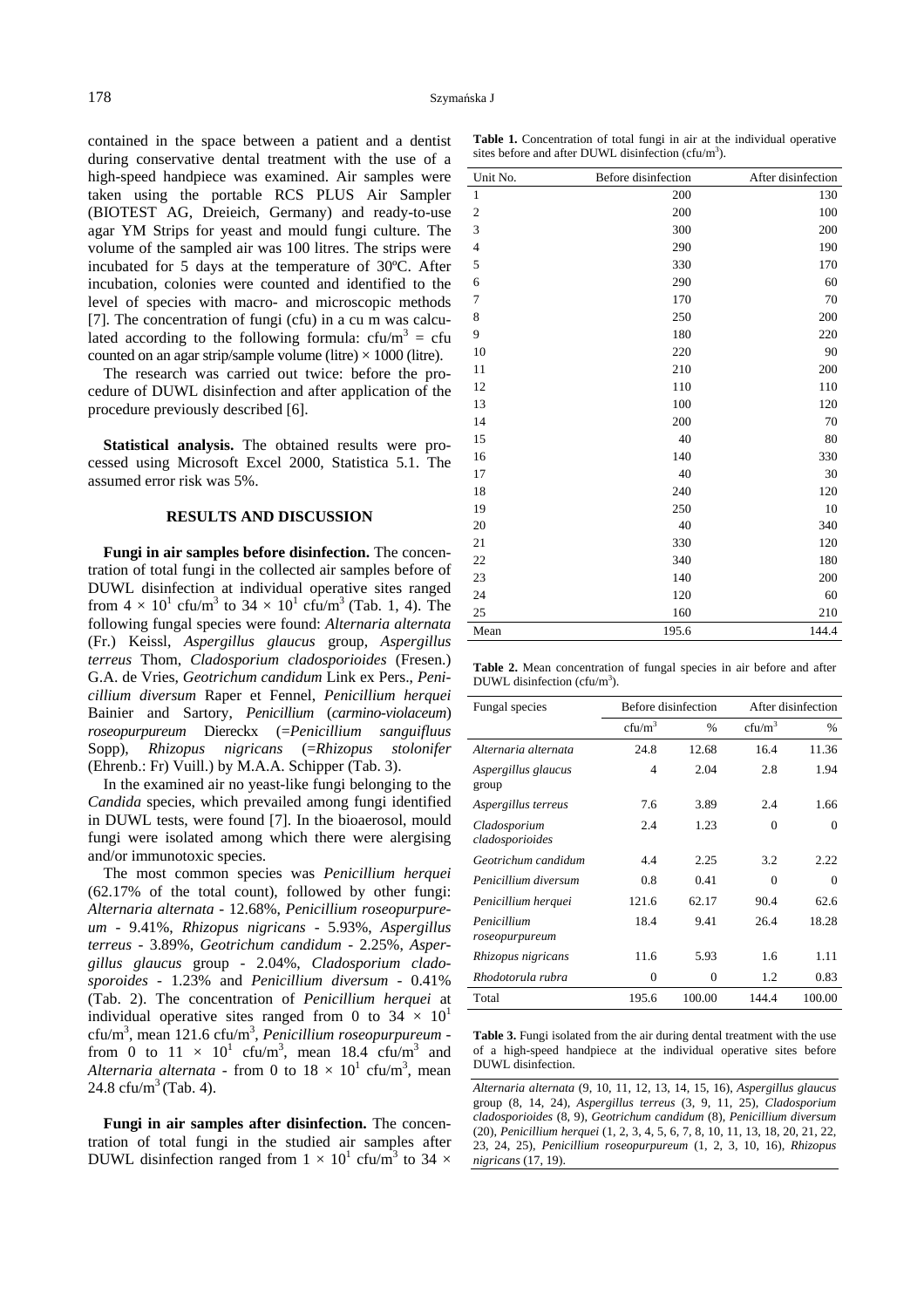contained in the space between a patient and a dentist during conservative dental treatment with the use of a high-speed handpiece was examined. Air samples were taken using the portable RCS PLUS Air Sampler (BIOTEST AG, Dreieich, Germany) and ready-to-use agar YM Strips for yeast and mould fungi culture. The volume of the sampled air was 100 litres. The strips were incubated for 5 days at the temperature of 30ºC. After incubation, colonies were counted and identified to the level of species with macro- and microscopic methods [7]. The concentration of fungi (cfu) in a cu m was calculated according to the following formula: cfu/m$^3$ = cfu counted on an agar strip/sample volume (litre) × 1000 (litre).

The research was carried out twice: before the procedure of DUWL disinfection and after application of the procedure previously described [6].

**Statistical analysis.** The obtained results were processed using Microsoft Excel 2000, Statistica 5.1. The assumed error risk was 5%.

## RESULTS AND DISCUSSION

**Fungi in air samples before disinfection.** The concentration of total fungi in the collected air samples before of DUWL disinfection at individual operative sites ranged from $4 \times 10^1$ cfu/m$^3$ to $34 \times 10^1$ cfu/m$^3$ (Tab. 1, 4). The following fungal species were found: *Alternaria alternata* (Fr.) Keissl, *Aspergillus glaucus* group, *Aspergillus terreus* Thom, *Cladosporium cladosporioides* (Fresen.) G.A. de Vries, *Geotrichum candidum* Link ex Pers., *Penicillium diversum* Raper et Fennel, *Penicillium herquei* Bainier and Sartory, *Penicillium* (*carmino-violaceum*) *roseopurpureum* Diereckx (=*Penicillium sanguifluus* Sopp), *Rhizopus nigricans* (=*Rhizopus stolonifer* (Ehrenb.: Fr) Vuill.) by M.A.A. Schipper (Tab. 3).

In the examined air no yeast-like fungi belonging to the *Candida* species, which prevailed among fungi identified in DUWL tests, were found [7]. In the bioaerosol, mould fungi were isolated among which there were alergising and/or immunotoxic species.

The most common species was *Penicillium herquei* (62.17% of the total count), followed by other fungi: *Alternaria alternata* - 12.68%, *Penicillium roseopurpureum* - 9.41%, *Rhizopus nigricans* - 5.93%, *Aspergillus terreus* - 3.89%, *Geotrichum candidum* - 2.25%, *Aspergillus glaucus* group - 2.04%, *Cladosporium cladosporoides* - 1.23% and *Penicillium diversum* - 0.41% (Tab. 2). The concentration of *Penicillium herquei* at individual operative sites ranged from 0 to $34 \times 10^1$ cfu/m$^3$, mean 121.6 cfu/m$^3$, *Penicillium roseopurpureum* - from 0 to $11 \times 10^1$ cfu/m$^3$, mean 18.4 cfu/m$^3$ and *Alternaria alternata* - from 0 to $18 \times 10^1$ cfu/m$^3$, mean 24.8 cfu/m$^3$ (Tab. 4).

**Fungi in air samples after disinfection.** The concentration of total fungi in the studied air samples after DUWL disinfection ranged from $1 \times 10^1$ cfu/m$^3$ to 34 ×

**Table 1.** Concentration of total fungi in air at the individual operative sites before and after DUWL disinfection (cfu/m$^3$).

| Unit No. | Before disinfection | After disinfection |
|---|---|---|
| 1 | 200 | 130 |
| 2 | 200 | 100 |
| 3 | 300 | 200 |
| 4 | 290 | 190 |
| 5 | 330 | 170 |
| 6 | 290 | 60 |
| 7 | 170 | 70 |
| 8 | 250 | 200 |
| 9 | 180 | 220 |
| 10 | 220 | 90 |
| 11 | 210 | 200 |
| 12 | 110 | 110 |
| 13 | 100 | 120 |
| 14 | 200 | 70 |
| 15 | 40 | 80 |
| 16 | 140 | 330 |
| 17 | 40 | 30 |
| 18 | 240 | 120 |
| 19 | 250 | 10 |
| 20 | 40 | 340 |
| 21 | 330 | 120 |
| 22 | 340 | 180 |
| 23 | 140 | 200 |
| 24 | 120 | 60 |
| 25 | 160 | 210 |
| Mean | 195.6 | 144.4 |

**Table 2.** Mean concentration of fungal species in air before and after DUWL disinfection (cfu/m$^3$).

| Fungal species | Before disinfection | | After disinfection | |
|---|---|---|---|---|
| | cfu/m$^3$ | % | cfu/m$^3$ | % |
| *Alternaria alternata* | 24.8 | 12.68 | 16.4 | 11.36 |
| *Aspergillus glaucus* group | 4 | 2.04 | 2.8 | 1.94 |
| *Aspergillus terreus* | 7.6 | 3.89 | 2.4 | 1.66 |
| *Cladosporium cladosporioides* | 2.4 | 1.23 | 0 | 0 |
| *Geotrichum candidum* | 4.4 | 2.25 | 3.2 | 2.22 |
| *Penicillium diversum* | 0.8 | 0.41 | 0 | 0 |
| *Penicillium herquei* | 121.6 | 62.17 | 90.4 | 62.6 |
| *Penicillium roseopurpureum* | 18.4 | 9.41 | 26.4 | 18.28 |
| *Rhizopus nigricans* | 11.6 | 5.93 | 1.6 | 1.11 |
| *Rhodotorula rubra* | 0 | 0 | 1.2 | 0.83 |
| Total | 195.6 | 100.00 | 144.4 | 100.00 |

**Table 3.** Fungi isolated from the air during dental treatment with the use of a high-speed handpiece at the individual operative sites before DUWL disinfection.

*Alternaria alternata* (9, 10, 11, 12, 13, 14, 15, 16), *Aspergillus glaucus* group (8, 14, 24), *Aspergillus terreus* (3, 9, 11, 25), *Cladosporium cladosporioides* (8, 9), *Geotrichum candidum* (8), *Penicillium diversum* (20), *Penicillium herquei* (1, 2, 3, 4, 5, 6, 7, 8, 10, 11, 13, 18, 20, 21, 22, 23, 24, 25), *Penicillium roseopurpureum* (1, 2, 3, 10, 16), *Rhizopus nigricans* (17, 19).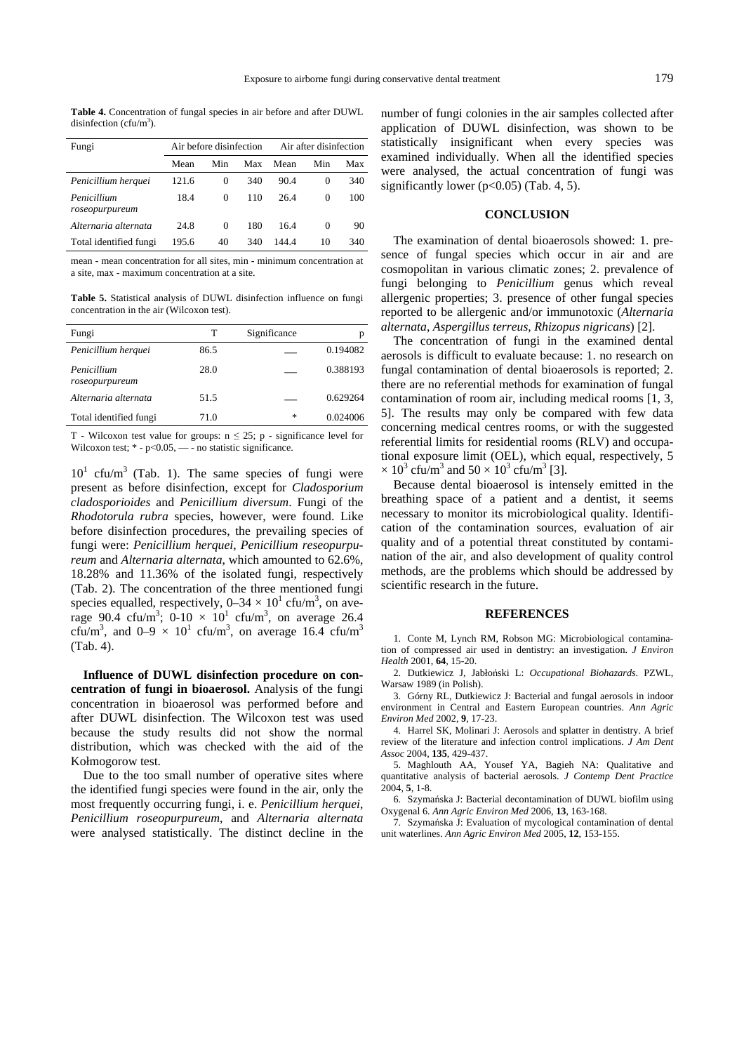**Table 4.** Concentration of fungal species in air before and after DUWL disinfection (cfu/m$^3$).

| Fungi | Air before disinfection | | | Air after disinfection | | |
|---|---|---|---|---|---|---|
| | Mean | Min | Max | Mean | Min | Max |
| *Penicillium herquei* | 121.6 | 0 | 340 | 90.4 | 0 | 340 |
| *Penicillium roseopurpureum* | 18.4 | 0 | 110 | 26.4 | 0 | 100 |
| *Alternaria alternata* | 24.8 | 0 | 180 | 16.4 | 0 | 90 |
| Total identified fungi | 195.6 | 40 | 340 | 144.4 | 10 | 340 |

mean - mean concentration for all sites, min - minimum concentration at a site, max - maximum concentration at a site.

**Table 5.** Statistical analysis of DUWL disinfection influence on fungi concentration in the air (Wilcoxon test).

| Fungi | T | Significance | p |
|---|---|---|---|
| *Penicillium herquei* | 86.5 | — | 0.194082 |
| *Penicillium roseopurpureum* | 28.0 | — | 0.388193 |
| *Alternaria alternata* | 51.5 | — | 0.629264 |
| Total identified fungi | 71.0 | * | 0.024006 |

T - Wilcoxon test value for groups: $n \leq 25$; p - significance level for Wilcoxon test; * - $p<0.05$, — - no statistic significance.

$10^1$ cfu/m$^3$ (Tab. 1). The same species of fungi were present as before disinfection, except for *Cladosporium cladosporioides* and *Penicillium diversum*. Fungi of the *Rhodotorula rubra* species, however, were found. Like before disinfection procedures, the prevailing species of fungi were: *Penicillium herquei*, *Penicillium reseopurpureum* and *Alternaria alternata*, which amounted to 62.6%, 18.28% and 11.36% of the isolated fungi, respectively (Tab. 2). The concentration of the three mentioned fungi species equalled, respectively, $0–34 \times 10^1$ cfu/m$^3$, on average 90.4 cfu/m$^3$; $0-10 \times 10^1$ cfu/m$^3$, on average 26.4 cfu/m$^3$, and $0–9 \times 10^1$ cfu/m$^3$, on average 16.4 cfu/m$^3$ (Tab. 4).

**Influence of DUWL disinfection procedure on concentration of fungi in bioaerosol.** Analysis of the fungi concentration in bioaerosol was performed before and after DUWL disinfection. The Wilcoxon test was used because the study results did not show the normal distribution, which was checked with the aid of the Kołmogorow test.

Due to the too small number of operative sites where the identified fungi species were found in the air, only the most frequently occurring fungi, i. e. *Penicillium herquei*, *Penicillium roseopurpureum*, and *Alternaria alternata* were analysed statistically. The distinct decline in the number of fungi colonies in the air samples collected after application of DUWL disinfection, was shown to be statistically insignificant when every species was examined individually. When all the identified species were analysed, the actual concentration of fungi was significantly lower ($p<0.05$) (Tab. 4, 5).

## CONCLUSION

The examination of dental bioaerosols showed: 1. presence of fungal species which occur in air and are cosmopolitan in various climatic zones; 2. prevalence of fungi belonging to *Penicillium* genus which reveal allergenic properties; 3. presence of other fungal species reported to be allergenic and/or immunotoxic (*Alternaria alternata*, *Aspergillus terreus*, *Rhizopus nigricans*) [2].

The concentration of fungi in the examined dental aerosols is difficult to evaluate because: 1. no research on fungal contamination of dental bioaerosols is reported; 2. there are no referential methods for examination of fungal contamination of room air, including medical rooms [1, 3, 5]. The results may only be compared with few data concerning medical centres rooms, or with the suggested referential limits for residential rooms (RLV) and occupational exposure limit (OEL), which equal, respectively, $5 \times 10^3$ cfu/m$^3$ and $50 \times 10^3$ cfu/m$^3$ [3].

Because dental bioaerosol is intensely emitted in the breathing space of a patient and a dentist, it seems necessary to monitor its microbiological quality. Identification of the contamination sources, evaluation of air quality and of a potential threat constituted by contamination of the air, and also development of quality control methods, are the problems which should be addressed by scientific research in the future.

## REFERENCES

1. Conte M, Lynch RM, Robson MG: Microbiological contamination of compressed air used in dentistry: an investigation. *J Environ Health* 2001, **64**, 15-20.
2. Dutkiewicz J, Jabłoński L: *Occupational Biohazards*. PZWL, Warsaw 1989 (in Polish).
3. Górny RL, Dutkiewicz J: Bacterial and fungal aerosols in indoor environment in Central and Eastern European countries. *Ann Agric Environ Med* 2002, **9**, 17-23.
4. Harrel SK, Molinari J: Aerosols and splatter in dentistry. A brief review of the literature and infection control implications. *J Am Dent Assoc* 2004, **135**, 429-437.
5. Maghlouth AA, Yousef YA, Bagieh NA: Qualitative and quantitative analysis of bacterial aerosols. *J Contemp Dent Practice* 2004, **5**, 1-8.
6. Szymańska J: Bacterial decontamination of DUWL biofilm using Oxygenal 6. *Ann Agric Environ Med* 2006, **13**, 163-168.
7. Szymańska J: Evaluation of mycological contamination of dental unit waterlines. *Ann Agric Environ Med* 2005, **12**, 153-155.